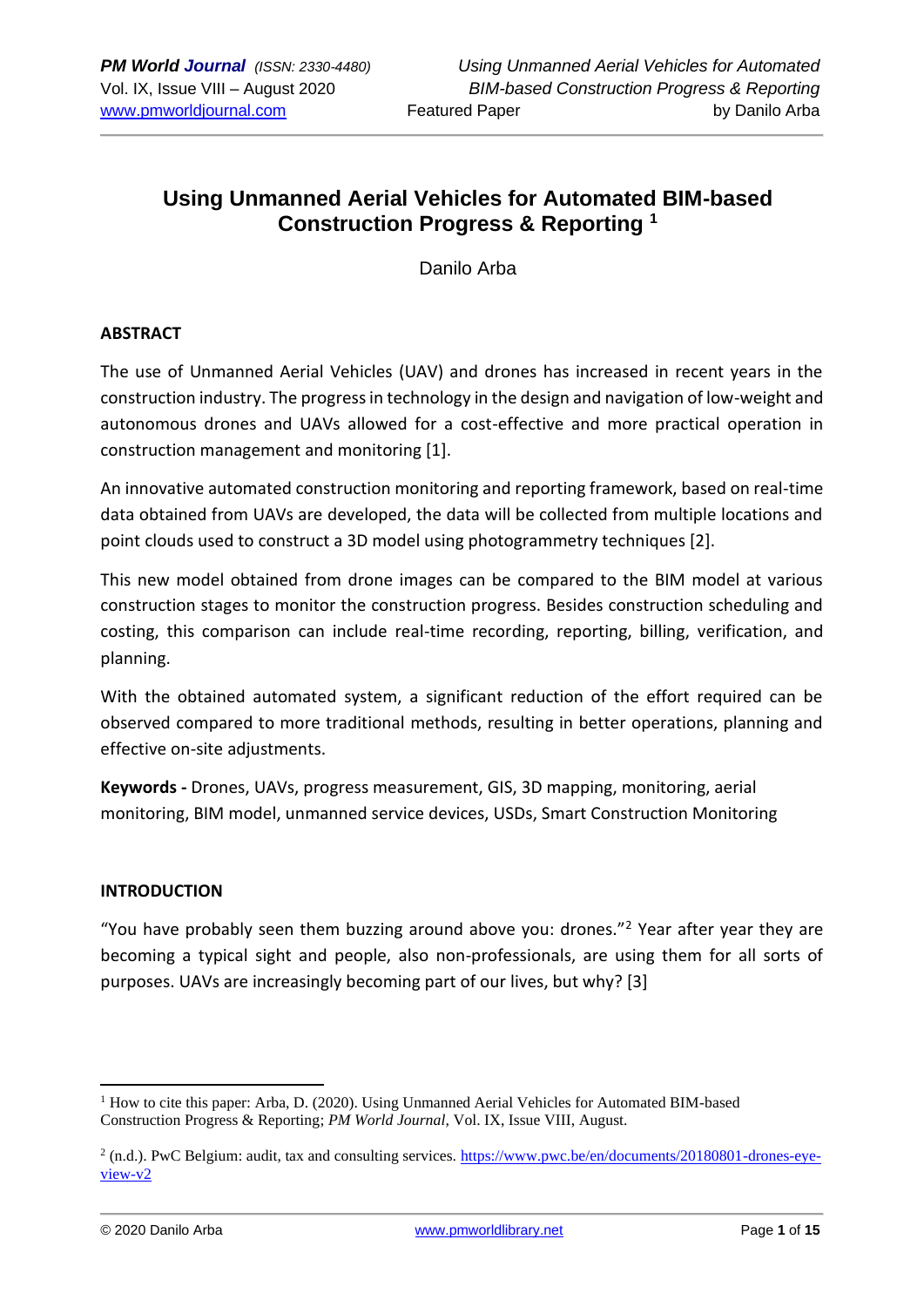# Using Unmanned Aerial Vehicles for Automated BIM-based Construction Progress & Reporting [1]

Danilo Arba

## ABSTRACT

The use of Unmanned Aerial Vehicles (UAV) and drones has increased in recent years in the construction industry. The progress in technology in the design and navigation of low-weight and autonomous drones and UAVs allowed for a cost-effective and more practical operation in construction management and monitoring [1].

An innovative automated construction monitoring and reporting framework, based on real-time data obtained from UAVs are developed, the data will be collected from multiple locations and point clouds used to construct a 3D model using photogrammetry techniques [2].

This new model obtained from drone images can be compared to the BIM model at various construction stages to monitor the construction progress. Besides construction scheduling and costing, this comparison can include real-time recording, reporting, billing, verification, and planning.

With the obtained automated system, a significant reduction of the effort required can be observed compared to more traditional methods, resulting in better operations, planning and effective on-site adjustments.

**Keywords -** Drones, UAVs, progress measurement, GIS, 3D mapping, monitoring, aerial monitoring, BIM model, unmanned service devices, USDs, Smart Construction Monitoring

## INTRODUCTION

"You have probably seen them buzzing around above you: drones."[2] Year after year they are becoming a typical sight and people, also non-professionals, are using them for all sorts of purposes. UAVs are increasingly becoming part of our lives, but why? [3]

---

[1] How to cite this paper: Arba, D. (2020). Using Unmanned Aerial Vehicles for Automated BIM-based Construction Progress & Reporting; *PM World Journal*, Vol. IX, Issue VIII, August.

[2] (n.d.). PwC Belgium: audit, tax and consulting services. https://www.pwc.be/en/documents/20180801-drones-eye-view-v2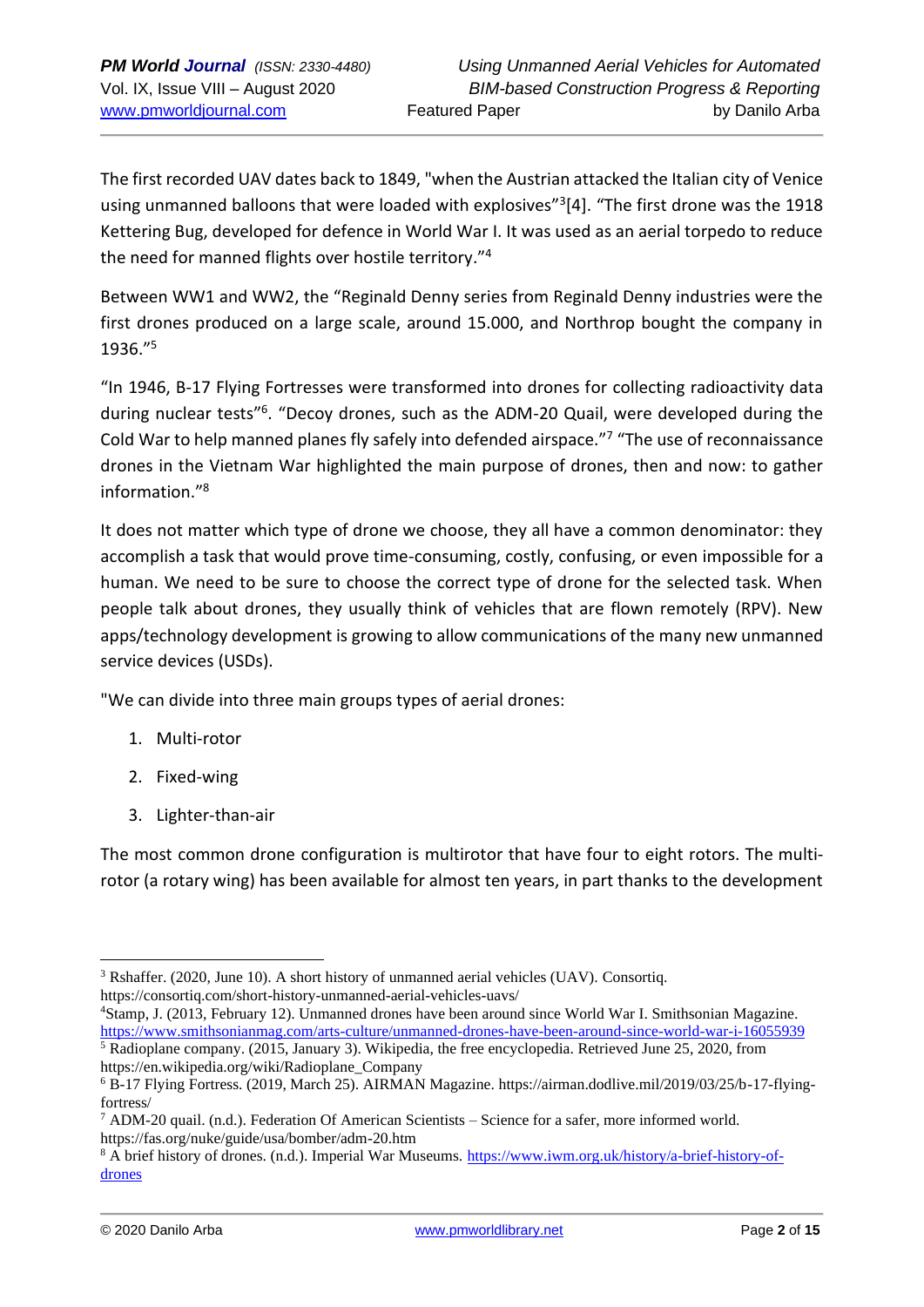The first recorded UAV dates back to 1849, "when the Austrian attacked the Italian city of Venice using unmanned balloons that were loaded with explosives"[3][4]. "The first drone was the 1918 Kettering Bug, developed for defence in World War I. It was used as an aerial torpedo to reduce the need for manned flights over hostile territory."[4]

Between WW1 and WW2, the "Reginald Denny series from Reginald Denny industries were the first drones produced on a large scale, around 15.000, and Northrop bought the company in 1936."[5]

"In 1946, B-17 Flying Fortresses were transformed into drones for collecting radioactivity data during nuclear tests"[6]. "Decoy drones, such as the ADM-20 Quail, were developed during the Cold War to help manned planes fly safely into defended airspace."[7] "The use of reconnaissance drones in the Vietnam War highlighted the main purpose of drones, then and now: to gather information."[8]

It does not matter which type of drone we choose, they all have a common denominator: they accomplish a task that would prove time-consuming, costly, confusing, or even impossible for a human. We need to be sure to choose the correct type of drone for the selected task. When people talk about drones, they usually think of vehicles that are flown remotely (RPV). New apps/technology development is growing to allow communications of the many new unmanned service devices (USDs).

"We can divide into three main groups types of aerial drones:

1. Multi-rotor
2. Fixed-wing
3. Lighter-than-air

The most common drone configuration is multirotor that have four to eight rotors. The multi-rotor (a rotary wing) has been available for almost ten years, in part thanks to the development

---

[3] Rshaffer. (2020, June 10). A short history of unmanned aerial vehicles (UAV). Consortiq. https://consortiq.com/short-history-unmanned-aerial-vehicles-uavs/

[4] Stamp, J. (2013, February 12). Unmanned drones have been around since World War I. Smithsonian Magazine. https://www.smithsonianmag.com/arts-culture/unmanned-drones-have-been-around-since-world-war-i-16055939

[5] Radioplane company. (2015, January 3). Wikipedia, the free encyclopedia. Retrieved June 25, 2020, from https://en.wikipedia.org/wiki/Radioplane_Company

[6] B-17 Flying Fortress. (2019, March 25). AIRMAN Magazine. https://airman.dodlive.mil/2019/03/25/b-17-flying-fortress/

[7] ADM-20 quail. (n.d.). Federation Of American Scientists – Science for a safer, more informed world. https://fas.org/nuke/guide/usa/bomber/adm-20.htm

[8] A brief history of drones. (n.d.). Imperial War Museums. https://www.iwm.org.uk/history/a-brief-history-of-drones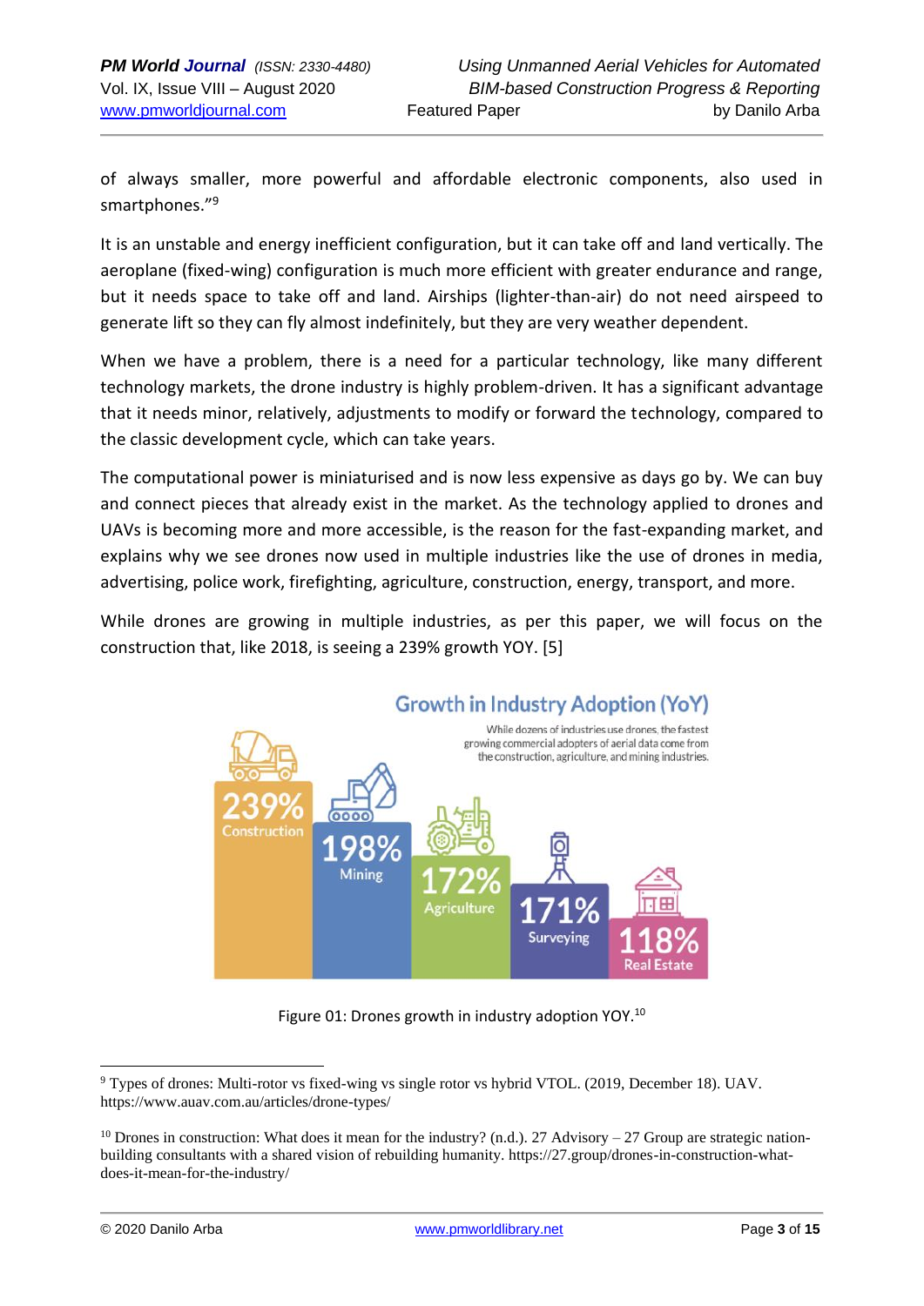of always smaller, more powerful and affordable electronic components, also used in smartphones."[9]

It is an unstable and energy inefficient configuration, but it can take off and land vertically. The aeroplane (fixed-wing) configuration is much more efficient with greater endurance and range, but it needs space to take off and land. Airships (lighter-than-air) do not need airspeed to generate lift so they can fly almost indefinitely, but they are very weather dependent.

When we have a problem, there is a need for a particular technology, like many different technology markets, the drone industry is highly problem-driven. It has a significant advantage that it needs minor, relatively, adjustments to modify or forward the technology, compared to the classic development cycle, which can take years.

The computational power is miniaturised and is now less expensive as days go by. We can buy and connect pieces that already exist in the market. As the technology applied to drones and UAVs is becoming more and more accessible, is the reason for the fast-expanding market, and explains why we see drones now used in multiple industries like the use of drones in media, advertising, police work, firefighting, agriculture, construction, energy, transport, and more.

While drones are growing in multiple industries, as per this paper, we will focus on the construction that, like 2018, is seeing a 239% growth YOY. [5]

**Growth in Industry Adoption (YoY)**

While dozens of industries use drones, the fastest growing commercial adopters of aerial data come from the construction, agriculture, and mining industries.

| Industry | Growth |
|---|---|
| Construction | 239% |
| Mining | 198% |
| Agriculture | 172% |
| Surveying | 171% |
| Real Estate | 118% |

Figure 01: Drones growth in industry adoption YOY.[10]

---

[9] Types of drones: Multi-rotor vs fixed-wing vs single rotor vs hybrid VTOL. (2019, December 18). UAV. https://www.auav.com.au/articles/drone-types/

[10] Drones in construction: What does it mean for the industry? (n.d.). 27 Advisory – 27 Group are strategic nation-building consultants with a shared vision of rebuilding humanity. https://27.group/drones-in-construction-what-does-it-mean-for-the-industry/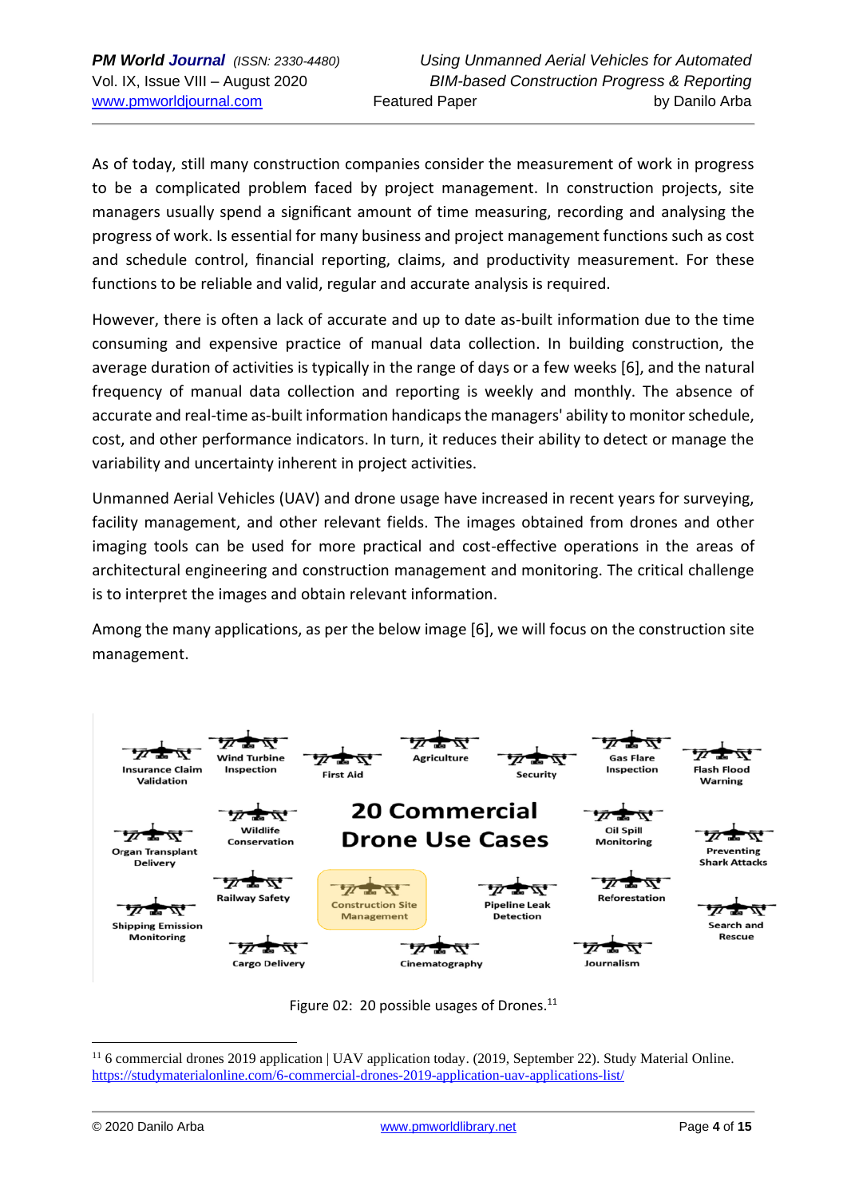As of today, still many construction companies consider the measurement of work in progress to be a complicated problem faced by project management. In construction projects, site managers usually spend a significant amount of time measuring, recording and analysing the progress of work. Is essential for many business and project management functions such as cost and schedule control, financial reporting, claims, and productivity measurement. For these functions to be reliable and valid, regular and accurate analysis is required.

However, there is often a lack of accurate and up to date as-built information due to the time consuming and expensive practice of manual data collection. In building construction, the average duration of activities is typically in the range of days or a few weeks [6], and the natural frequency of manual data collection and reporting is weekly and monthly. The absence of accurate and real-time as-built information handicaps the managers' ability to monitor schedule, cost, and other performance indicators. In turn, it reduces their ability to detect or manage the variability and uncertainty inherent in project activities.

Unmanned Aerial Vehicles (UAV) and drone usage have increased in recent years for surveying, facility management, and other relevant fields. The images obtained from drones and other imaging tools can be used for more practical and cost-effective operations in the areas of architectural engineering and construction management and monitoring. The critical challenge is to interpret the images and obtain relevant information.

Among the many applications, as per the below image [6], we will focus on the construction site management.

20 Commercial Drone Use Cases

Insurance Claim Validation, Wind Turbine Inspection, First Aid, Agriculture, Security, Gas Flare Inspection, Flash Flood Warning, Organ Transplant Delivery, Wildlife Conservation, Oil Spill Monitoring, Preventing Shark Attacks, Railway Safety, Construction Site Management, Pipeline Leak Detection, Reforestation, Shipping Emission Monitoring, Search and Rescue, Cargo Delivery, Cinematography, Journalism

Figure 02: 20 possible usages of Drones.[11]

[11] 6 commercial drones 2019 application | UAV application today. (2019, September 22). Study Material Online. https://studymaterialonline.com/6-commercial-drones-2019-application-uav-applications-list/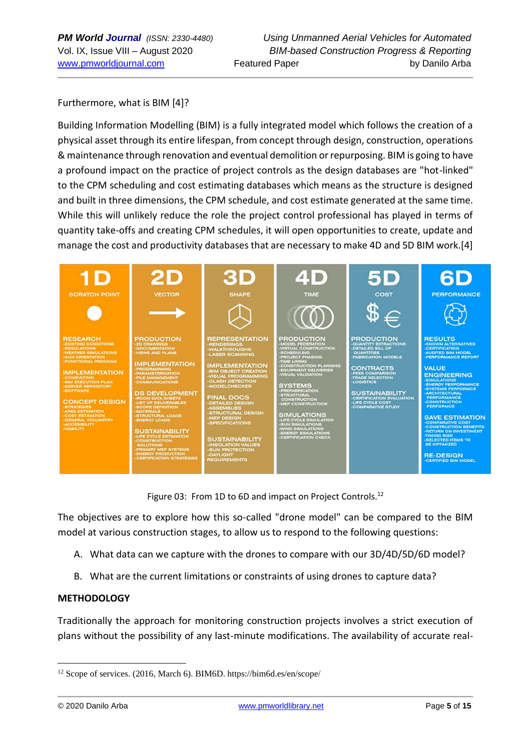Furthermore, what is BIM [4]?

Building Information Modelling (BIM) is a fully integrated model which follows the creation of a physical asset through its entire lifespan, from concept through design, construction, operations & maintenance through renovation and eventual demolition or repurposing. BIM is going to have a profound impact on the practice of project controls as the design databases are "hot-linked" to the CPM scheduling and cost estimating databases which means as the structure is designed and built in three dimensions, the CPM schedule, and cost estimate generated at the same time. While this will unlikely reduce the role the project control professional has played in terms of quantity take-offs and creating CPM schedules, it will open opportunities to create, update and manage the cost and productivity databases that are necessary to make 4D and 5D BIM work.[4]

| 1D | 2D | 3D | 4D | 5D | 6D |
|---|---|---|---|---|---|
| SCRATCH POINT | VECTOR | SHAPE | TIME | COST | PERFORMANCE |
| RESEARCH -EXISTING CONDITIONS -REGULATIONS -WEATHER SIMULATIONS -SUN ORIENTATION -FUNCTIONAL PROGRAM | PRODUCTION -2D DRAWINGS -DOCUMENTATION -VIEWS AND PLANS | REPRESENTATION -RENDERINGS -WALKTHROUGHS -LASER SCANNING | PRODUCTION -MODEL FEDERATION -VIRTUAL CONSTRUCTION -SCHEDULING -PROJECT PHASING -TIME LINING -CONSTRUCTION PLANNING -EQUIPMENT DELIVERIES -VISUAL VALIDATION | PRODUCTION -QUANTITY EXTRACTIONS -DETAILED BILL OF QUANTITIES -FABRICATION MODELS | RESULTS -KNOWN ALTERNATIVES -CERTIFICATION -AUDITED BIM MODEL -PERFORMANCE REPORT |
| IMPLEMENTATION -CONSULTING -BIM EXECUTION PLAN -SERVER REPOSITORY -SOFTWARE | IMPLEMENTATION -PROGRAMMING -PARAMETERIZATION -FILE MANAGEMENT -COMMUNICATIONS | IMPLEMENTATION -BIM OBJECT CREATION -VISUAL PROGRAMMING -CLASH DETECTION -MODELCHECKER | SYSTEMS -PREFABRICATION -STRUCTURAL CONSTRUCTION -MEP CONSTRUCTION | CONTRACTS -FEES COMPARISON -TRADE SELECTION -LOGISTICS | VALUE ENGINEERING -SIMULATIONS -ENERGY PERFORMANCE -SYSTEMS PERFORMANCE -ARCHITECTURAL PERFORMANCE -CONSTRUCTION PERFORMANCE |
| CONCEPT DESIGN -STRATEGIES -AREA ESTIMATION -COST ESTIMATION -GENERAL VOLUMETRY -ACCESSIBILITY -VIABILITY | DS DEVELOPMENT -ROOM DATA SHEETS -LIST OF DELIVERABLES -SCOPE DEFINITION -MATERIALS -STRUCTURAL LOADS -ENERGY LOADS | FINAL DOCS -DETAILED DESIGN -ASSEMBLIES -STRUCTURAL DESIGN -MEP DESIGN -SPECIFICATIONS | SIMULATIONS -LIFE CYCLE SIMULATION -SUN SIMULATIONS -WIND SIMULATIONS -ENERGY SIMULATIONS -CERTIFICATION CHECK | SUSTAINABILITY -CERTIFICATION EVALUATION -LIFE CYCLE COST -COMPARATIVE STUDY | SAVE ESTIMATION -COMPARATIVE COST -CONSTRUCTION BENEFITS -RETURN ON INVESTMENT -TIMING RISK -SELECTED ITEMS TO BE OPTIMIZED |
| | SUSTAINABILITY -LIFE CYCLE ESTIMATION -CONSTRUCTION SOLUTIONS -PRIMARY MEP SYSTEMS -ENERGY PRODUCTION -CERTIFICATION STRATEGIES | SUSTAINABILITY -INSOLATION VALUES -SUN PROTECTION -DAYLIGHT REQUIREMENTS | | | RE-DESIGN -CERTIFIED BIM MODEL |

Figure 03: From 1D to 6D and impact on Project Controls.[12]

The objectives are to explore how this so-called "drone model" can be compared to the BIM model at various construction stages, to allow us to respond to the following questions:

A. What data can we capture with the drones to compare with our 3D/4D/5D/6D model?

B. What are the current limitations or constraints of using drones to capture data?

**METHODOLOGY**

Traditionally the approach for monitoring construction projects involves a strict execution of plans without the possibility of any last-minute modifications. The availability of accurate real-

[12] Scope of services. (2016, March 6). BIM6D. https://bim6d.es/en/scope/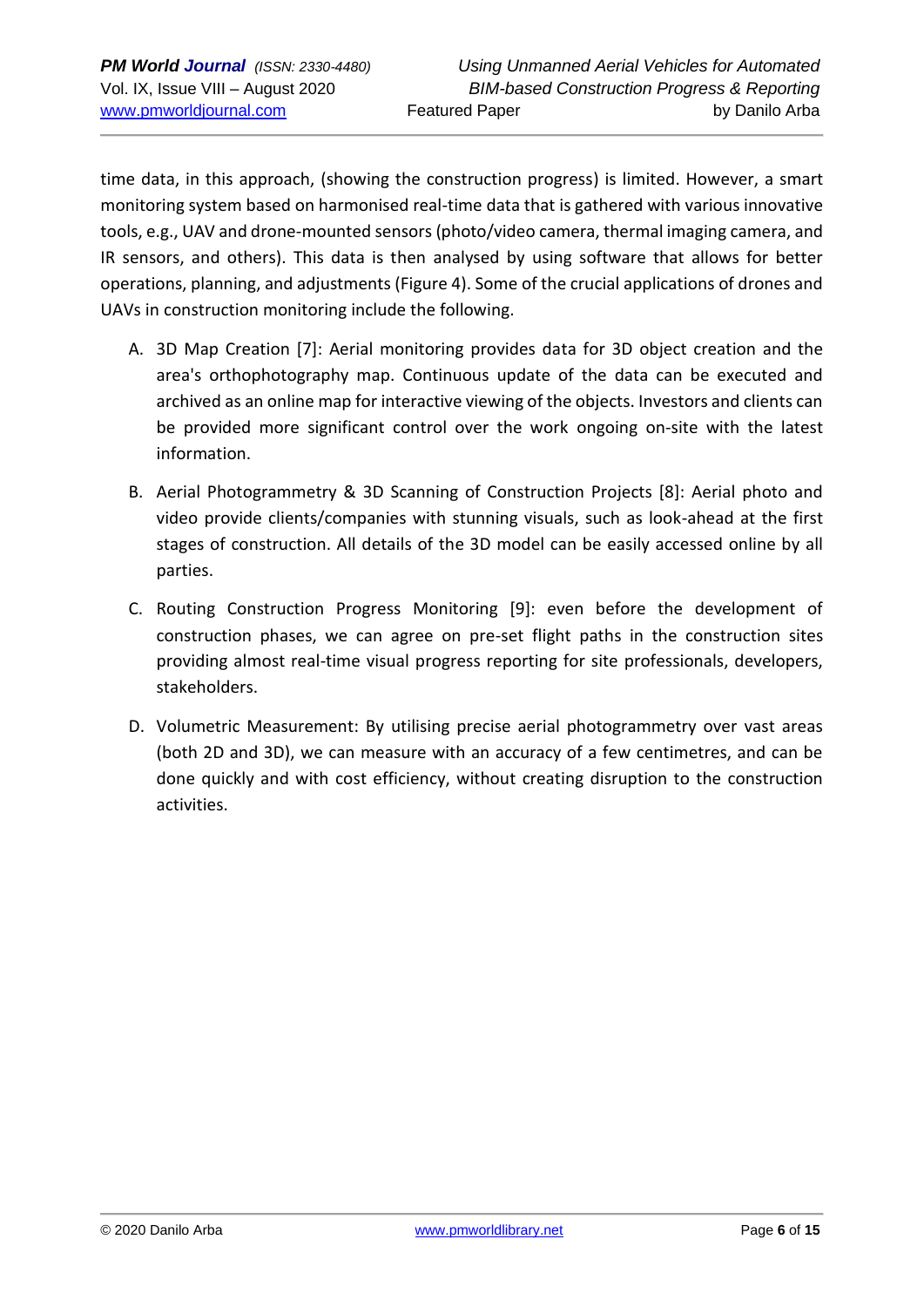time data, in this approach, (showing the construction progress) is limited. However, a smart monitoring system based on harmonised real-time data that is gathered with various innovative tools, e.g., UAV and drone-mounted sensors (photo/video camera, thermal imaging camera, and IR sensors, and others). This data is then analysed by using software that allows for better operations, planning, and adjustments (Figure 4). Some of the crucial applications of drones and UAVs in construction monitoring include the following.

A. 3D Map Creation [7]: Aerial monitoring provides data for 3D object creation and the area's orthophotography map. Continuous update of the data can be executed and archived as an online map for interactive viewing of the objects. Investors and clients can be provided more significant control over the work ongoing on-site with the latest information.

B. Aerial Photogrammetry & 3D Scanning of Construction Projects [8]: Aerial photo and video provide clients/companies with stunning visuals, such as look-ahead at the first stages of construction. All details of the 3D model can be easily accessed online by all parties.

C. Routing Construction Progress Monitoring [9]: even before the development of construction phases, we can agree on pre-set flight paths in the construction sites providing almost real-time visual progress reporting for site professionals, developers, stakeholders.

D. Volumetric Measurement: By utilising precise aerial photogrammetry over vast areas (both 2D and 3D), we can measure with an accuracy of a few centimetres, and can be done quickly and with cost efficiency, without creating disruption to the construction activities.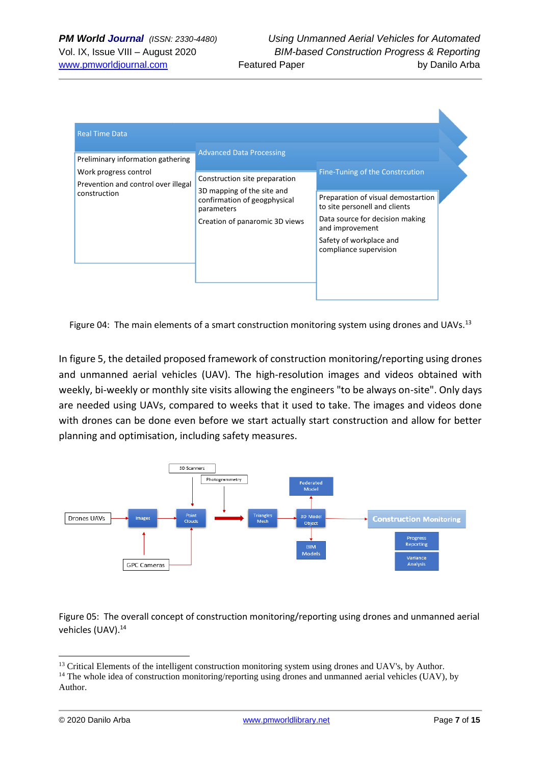| Real Time Data | Advanced Data Processing | Fine-Tuning of the Constrcution |
| --- | --- | --- |
| Preliminary information gathering<br>Work progress control<br>Prevention and control over illegal construction | Construction site preparation<br>3D mapping of the site and confirmation of geogphysical parameters<br>Creation of panaromic 3D views | Preparation of visual demostartion to site personell and clients<br>Data source for decision making and improvement<br>Safety of workplace and compliance supervision |

Figure 04: The main elements of a smart construction monitoring system using drones and UAVs.[13]

In figure 5, the detailed proposed framework of construction monitoring/reporting using drones and unmanned aerial vehicles (UAV). The high-resolution images and videos obtained with weekly, bi-weekly or monthly site visits allowing the engineers "to be always on-site". Only days are needed using UAVs, compared to weeks that it used to take. The images and videos done with drones can be done even before we start actually start construction and allow for better planning and optimisation, including safety measures.

3D Scanners

Photogrammetry

Drones UAVs → Images → Point Clouds → Triangles Mesh → 3D Model Object → Construction Monitoring

GPC Cameras

Federated Model

BIM Models

Progress Reporting

Variance Analysis

Figure 05: The overall concept of construction monitoring/reporting using drones and unmanned aerial vehicles (UAV).[14]

---

[13] Critical Elements of the intelligent construction monitoring system using drones and UAV's, by Author.

[14] The whole idea of construction monitoring/reporting using drones and unmanned aerial vehicles (UAV), by Author.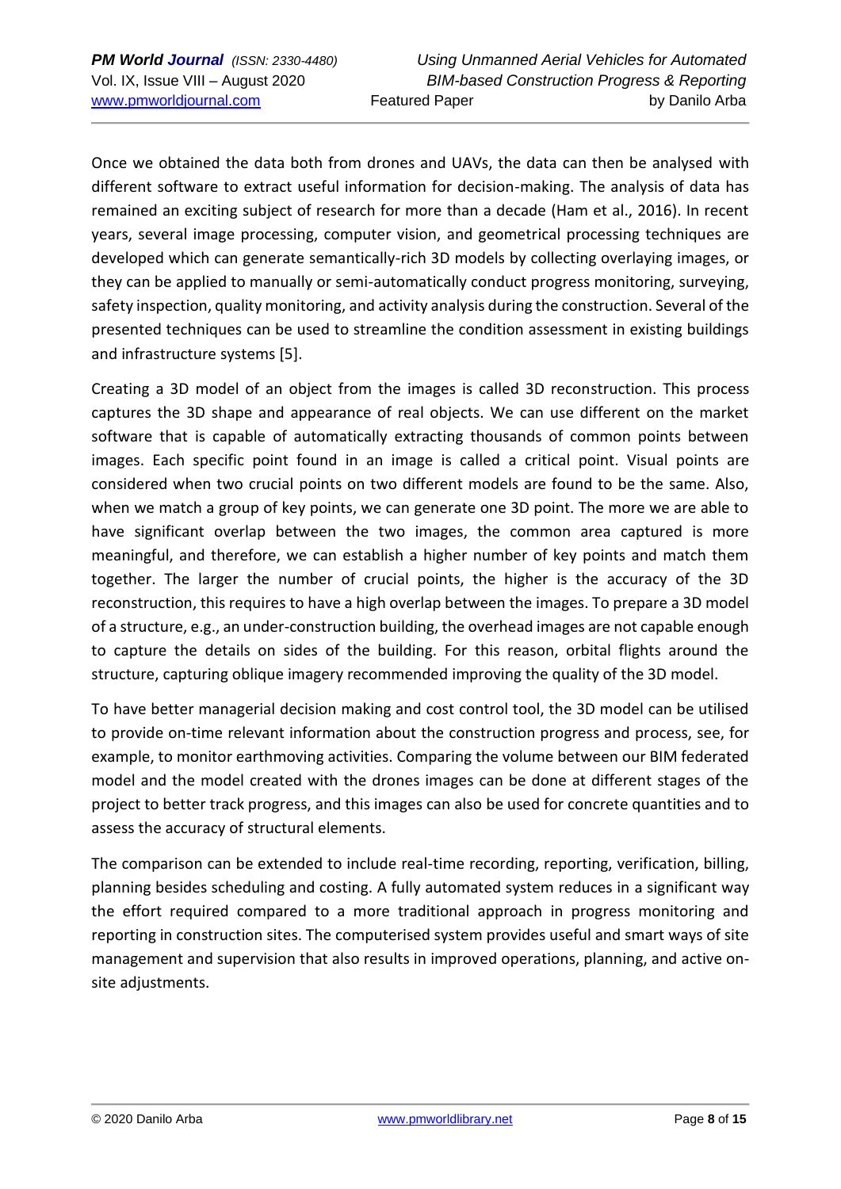Once we obtained the data both from drones and UAVs, the data can then be analysed with different software to extract useful information for decision-making. The analysis of data has remained an exciting subject of research for more than a decade (Ham et al., 2016). In recent years, several image processing, computer vision, and geometrical processing techniques are developed which can generate semantically-rich 3D models by collecting overlaying images, or they can be applied to manually or semi-automatically conduct progress monitoring, surveying, safety inspection, quality monitoring, and activity analysis during the construction. Several of the presented techniques can be used to streamline the condition assessment in existing buildings and infrastructure systems [5].

Creating a 3D model of an object from the images is called 3D reconstruction. This process captures the 3D shape and appearance of real objects. We can use different on the market software that is capable of automatically extracting thousands of common points between images. Each specific point found in an image is called a critical point. Visual points are considered when two crucial points on two different models are found to be the same. Also, when we match a group of key points, we can generate one 3D point. The more we are able to have significant overlap between the two images, the common area captured is more meaningful, and therefore, we can establish a higher number of key points and match them together. The larger the number of crucial points, the higher is the accuracy of the 3D reconstruction, this requires to have a high overlap between the images. To prepare a 3D model of a structure, e.g., an under-construction building, the overhead images are not capable enough to capture the details on sides of the building. For this reason, orbital flights around the structure, capturing oblique imagery recommended improving the quality of the 3D model.

To have better managerial decision making and cost control tool, the 3D model can be utilised to provide on-time relevant information about the construction progress and process, see, for example, to monitor earthmoving activities. Comparing the volume between our BIM federated model and the model created with the drones images can be done at different stages of the project to better track progress, and this images can also be used for concrete quantities and to assess the accuracy of structural elements.

The comparison can be extended to include real-time recording, reporting, verification, billing, planning besides scheduling and costing. A fully automated system reduces in a significant way the effort required compared to a more traditional approach in progress monitoring and reporting in construction sites. The computerised system provides useful and smart ways of site management and supervision that also results in improved operations, planning, and active on-site adjustments.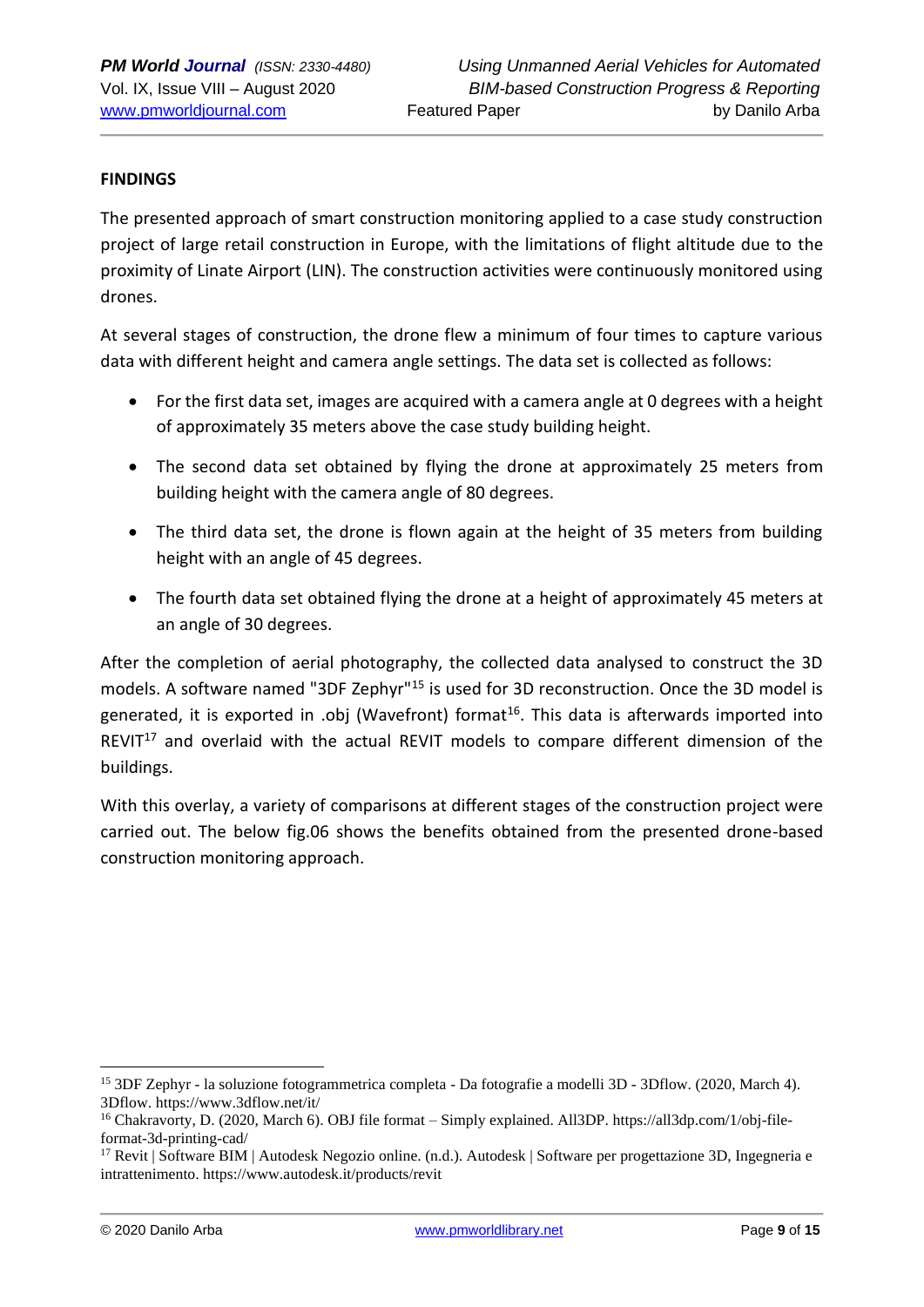**FINDINGS**

The presented approach of smart construction monitoring applied to a case study construction project of large retail construction in Europe, with the limitations of flight altitude due to the proximity of Linate Airport (LIN). The construction activities were continuously monitored using drones.

At several stages of construction, the drone flew a minimum of four times to capture various data with different height and camera angle settings. The data set is collected as follows:

- For the first data set, images are acquired with a camera angle at 0 degrees with a height of approximately 35 meters above the case study building height.
- The second data set obtained by flying the drone at approximately 25 meters from building height with the camera angle of 80 degrees.
- The third data set, the drone is flown again at the height of 35 meters from building height with an angle of 45 degrees.
- The fourth data set obtained flying the drone at a height of approximately 45 meters at an angle of 30 degrees.

After the completion of aerial photography, the collected data analysed to construct the 3D models. A software named "3DF Zephyr"[15] is used for 3D reconstruction. Once the 3D model is generated, it is exported in .obj (Wavefront) format[16]. This data is afterwards imported into REVIT[17] and overlaid with the actual REVIT models to compare different dimension of the buildings.

With this overlay, a variety of comparisons at different stages of the construction project were carried out. The below fig.06 shows the benefits obtained from the presented drone-based construction monitoring approach.

---

[15] 3DF Zephyr - la soluzione fotogrammetrica completa - Da fotografie a modelli 3D - 3Dflow. (2020, March 4). 3Dflow. https://www.3dflow.net/it/

[16] Chakravorty, D. (2020, March 6). OBJ file format – Simply explained. All3DP. https://all3dp.com/1/obj-file-format-3d-printing-cad/

[17] Revit | Software BIM | Autodesk Negozio online. (n.d.). Autodesk | Software per progettazione 3D, Ingegneria e intrattenimento. https://www.autodesk.it/products/revit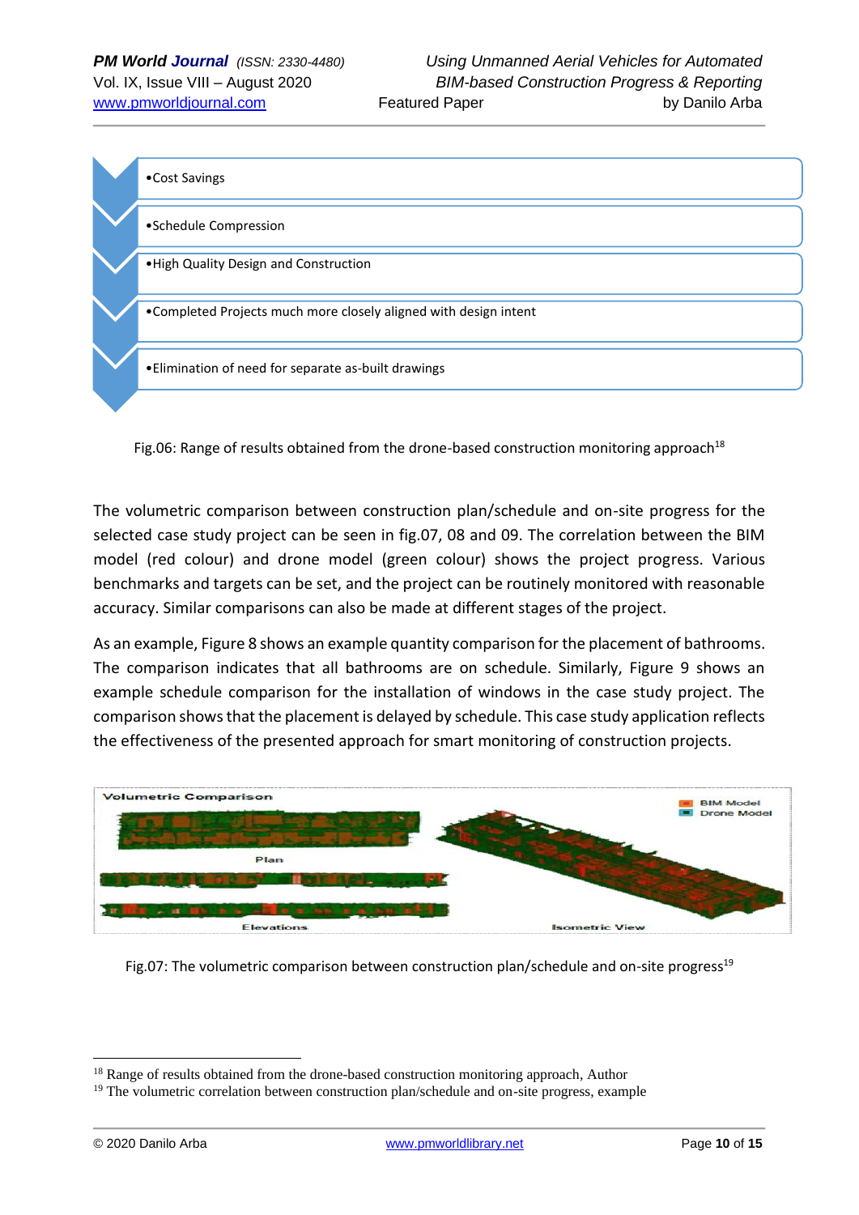- Cost Savings
- Schedule Compression
- High Quality Design and Construction
- Completed Projects much more closely aligned with design intent
- Elimination of need for separate as-built drawings

Fig.06: Range of results obtained from the drone-based construction monitoring approach[18]

The volumetric comparison between construction plan/schedule and on-site progress for the selected case study project can be seen in fig.07, 08 and 09. The correlation between the BIM model (red colour) and drone model (green colour) shows the project progress. Various benchmarks and targets can be set, and the project can be routinely monitored with reasonable accuracy. Similar comparisons can also be made at different stages of the project.

As an example, Figure 8 shows an example quantity comparison for the placement of bathrooms. The comparison indicates that all bathrooms are on schedule. Similarly, Figure 9 shows an example schedule comparison for the installation of windows in the case study project. The comparison shows that the placement is delayed by schedule. This case study application reflects the effectiveness of the presented approach for smart monitoring of construction projects.

Fig.07: The volumetric comparison between construction plan/schedule and on-site progress[19]

---

[18] Range of results obtained from the drone-based construction monitoring approach, Author

[19] The volumetric correlation between construction plan/schedule and on-site progress, example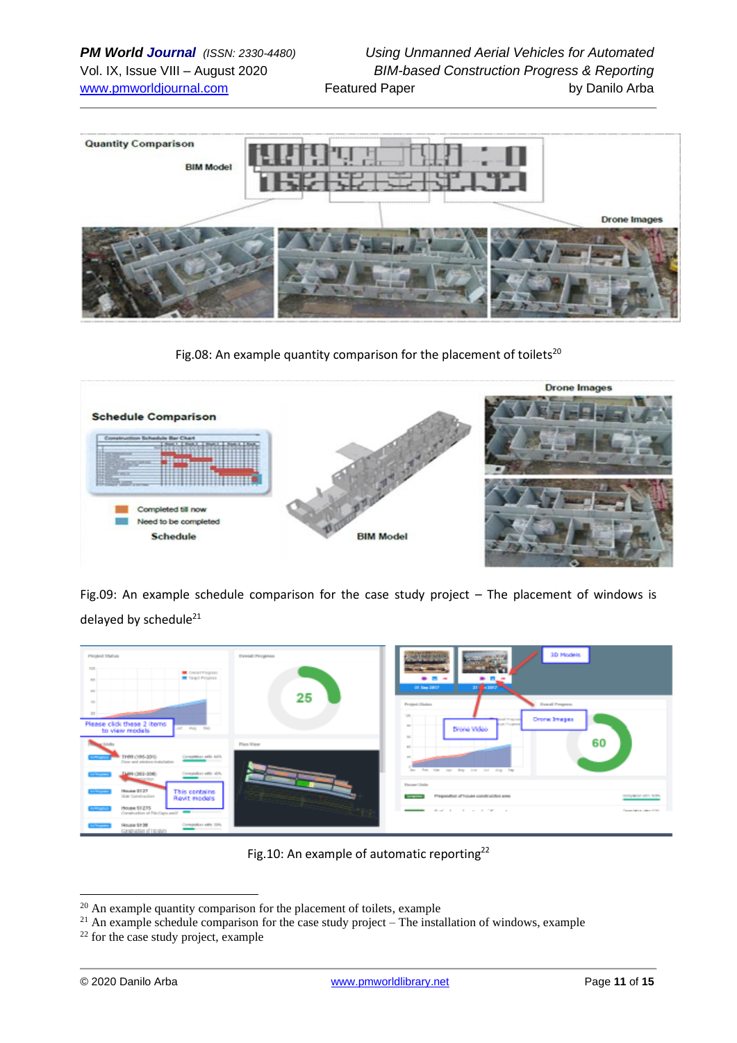Fig.08: An example quantity comparison for the placement of toilets[20]

Fig.09: An example schedule comparison for the case study project – The placement of windows is delayed by schedule[21]

Fig.10: An example of automatic reporting[22]

---

[20] An example quantity comparison for the placement of toilets, example

[21] An example schedule comparison for the case study project – The installation of windows, example

[22] for the case study project, example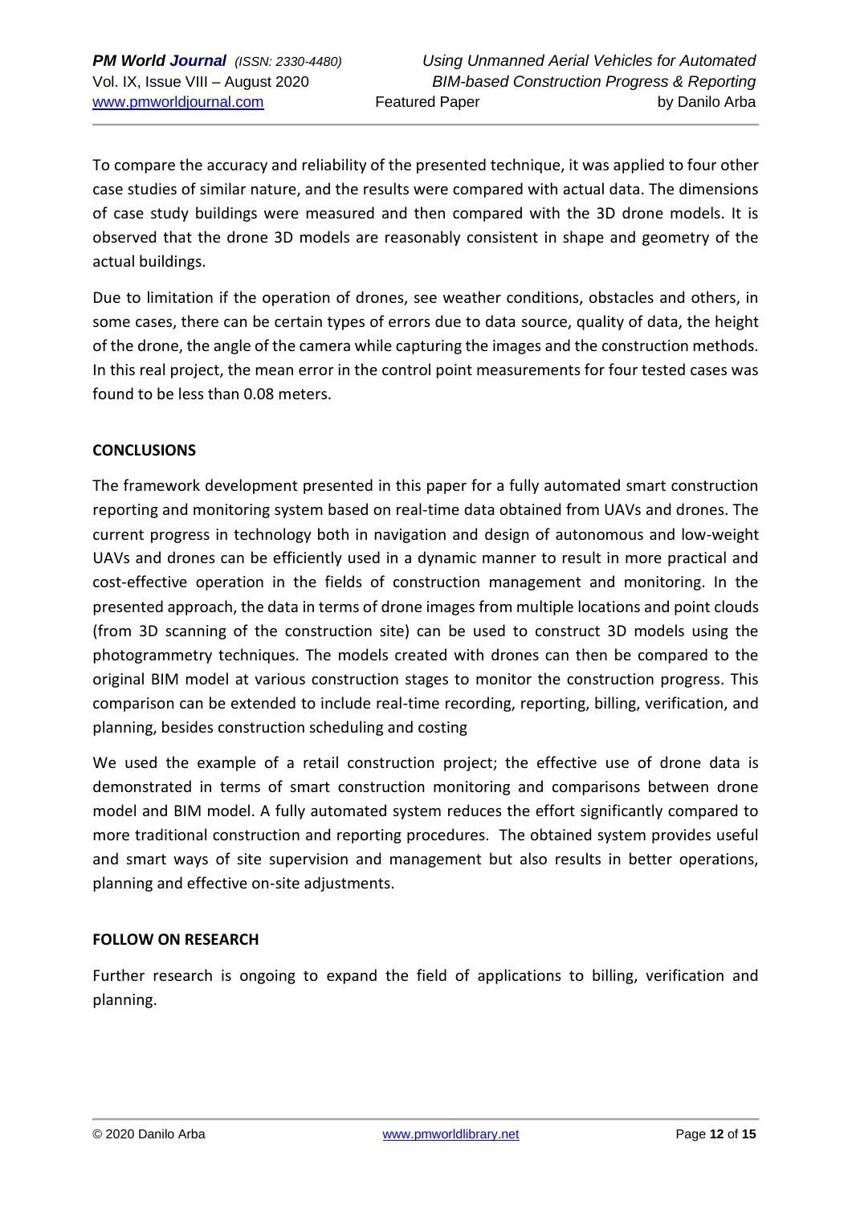To compare the accuracy and reliability of the presented technique, it was applied to four other case studies of similar nature, and the results were compared with actual data. The dimensions of case study buildings were measured and then compared with the 3D drone models. It is observed that the drone 3D models are reasonably consistent in shape and geometry of the actual buildings.

Due to limitation if the operation of drones, see weather conditions, obstacles and others, in some cases, there can be certain types of errors due to data source, quality of data, the height of the drone, the angle of the camera while capturing the images and the construction methods. In this real project, the mean error in the control point measurements for four tested cases was found to be less than 0.08 meters.

## CONCLUSIONS

The framework development presented in this paper for a fully automated smart construction reporting and monitoring system based on real-time data obtained from UAVs and drones. The current progress in technology both in navigation and design of autonomous and low-weight UAVs and drones can be efficiently used in a dynamic manner to result in more practical and cost-effective operation in the fields of construction management and monitoring. In the presented approach, the data in terms of drone images from multiple locations and point clouds (from 3D scanning of the construction site) can be used to construct 3D models using the photogrammetry techniques. The models created with drones can then be compared to the original BIM model at various construction stages to monitor the construction progress. This comparison can be extended to include real-time recording, reporting, billing, verification, and planning, besides construction scheduling and costing

We used the example of a retail construction project; the effective use of drone data is demonstrated in terms of smart construction monitoring and comparisons between drone model and BIM model. A fully automated system reduces the effort significantly compared to more traditional construction and reporting procedures. The obtained system provides useful and smart ways of site supervision and management but also results in better operations, planning and effective on-site adjustments.

## FOLLOW ON RESEARCH

Further research is ongoing to expand the field of applications to billing, verification and planning.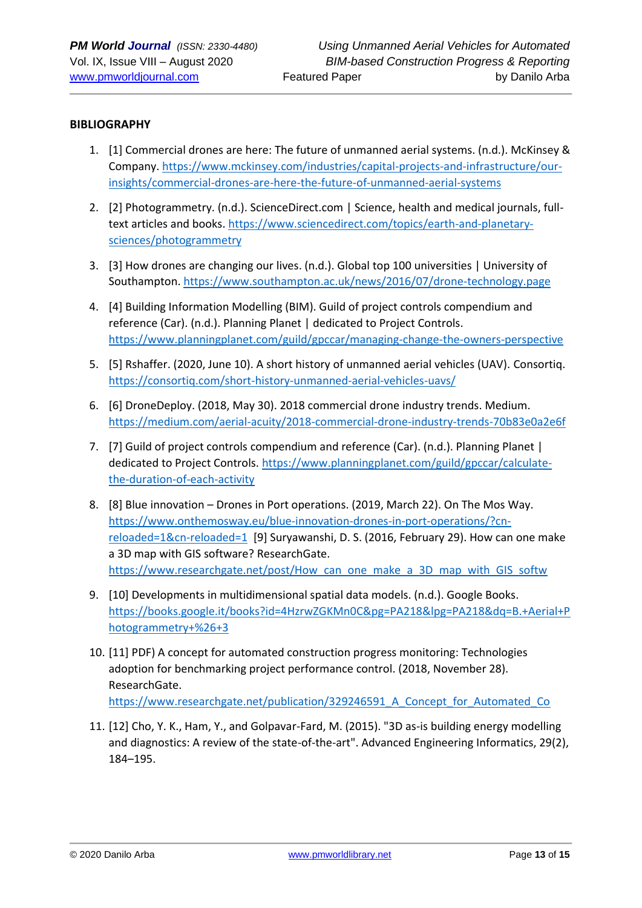**BIBLIOGRAPHY**

1. [1] Commercial drones are here: The future of unmanned aerial systems. (n.d.). McKinsey & Company. https://www.mckinsey.com/industries/capital-projects-and-infrastructure/our-insights/commercial-drones-are-here-the-future-of-unmanned-aerial-systems

2. [2] Photogrammetry. (n.d.). ScienceDirect.com | Science, health and medical journals, full-text articles and books. https://www.sciencedirect.com/topics/earth-and-planetary-sciences/photogrammetry

3. [3] How drones are changing our lives. (n.d.). Global top 100 universities | University of Southampton. https://www.southampton.ac.uk/news/2016/07/drone-technology.page

4. [4] Building Information Modelling (BIM). Guild of project controls compendium and reference (Car). (n.d.). Planning Planet | dedicated to Project Controls. https://www.planningplanet.com/guild/gpccar/managing-change-the-owners-perspective

5. [5] Rshaffer. (2020, June 10). A short history of unmanned aerial vehicles (UAV). Consortiq. https://consortiq.com/short-history-unmanned-aerial-vehicles-uavs/

6. [6] DroneDeploy. (2018, May 30). 2018 commercial drone industry trends. Medium. https://medium.com/aerial-acuity/2018-commercial-drone-industry-trends-70b83e0a2e6f

7. [7] Guild of project controls compendium and reference (Car). (n.d.). Planning Planet | dedicated to Project Controls. https://www.planningplanet.com/guild/gpccar/calculate-the-duration-of-each-activity

8. [8] Blue innovation – Drones in Port operations. (2019, March 22). On The Mos Way. https://www.onthemosway.eu/blue-innovation-drones-in-port-operations/?cn-reloaded=1&cn-reloaded=1 [9] Suryawanshi, D. S. (2016, February 29). How can one make a 3D map with GIS software? ResearchGate. https://www.researchgate.net/post/How_can_one_make_a_3D_map_with_GIS_softw

9. [10] Developments in multidimensional spatial data models. (n.d.). Google Books. https://books.google.it/books?id=4HzrwZGKMn0C&pg=PA218&lpg=PA218&dq=B.+Aerial+Photogrammetry+%26+3

10. [11] PDF) A concept for automated construction progress monitoring: Technologies adoption for benchmarking project performance control. (2018, November 28). ResearchGate. https://www.researchgate.net/publication/329246591_A_Concept_for_Automated_Co

11. [12] Cho, Y. K., Ham, Y., and Golpavar-Fard, M. (2015). "3D as-is building energy modelling and diagnostics: A review of the state-of-the-art". Advanced Engineering Informatics, 29(2), 184–195.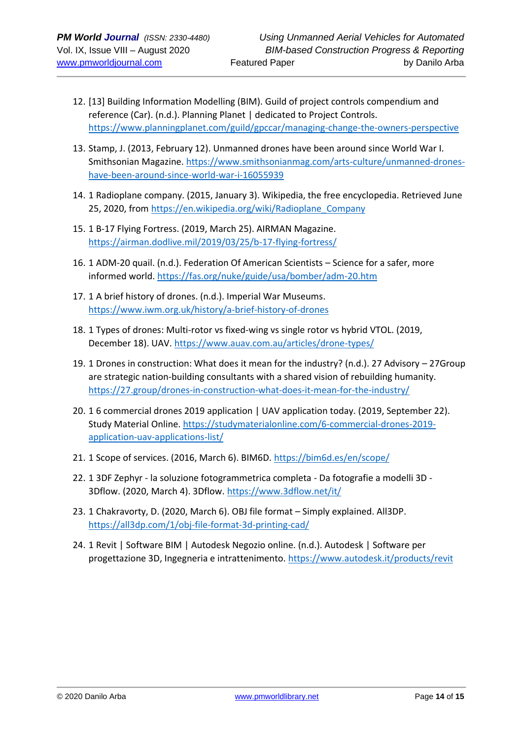12. [13] Building Information Modelling (BIM). Guild of project controls compendium and reference (Car). (n.d.). Planning Planet | dedicated to Project Controls. https://www.planningplanet.com/guild/gpccar/managing-change-the-owners-perspective

13. Stamp, J. (2013, February 12). Unmanned drones have been around since World War I. Smithsonian Magazine. https://www.smithsonianmag.com/arts-culture/unmanned-drones-have-been-around-since-world-war-i-16055939

14. 1 Radioplane company. (2015, January 3). Wikipedia, the free encyclopedia. Retrieved June 25, 2020, from https://en.wikipedia.org/wiki/Radioplane_Company

15. 1 B-17 Flying Fortress. (2019, March 25). AIRMAN Magazine. https://airman.dodlive.mil/2019/03/25/b-17-flying-fortress/

16. 1 ADM-20 quail. (n.d.). Federation Of American Scientists – Science for a safer, more informed world. https://fas.org/nuke/guide/usa/bomber/adm-20.htm

17. 1 A brief history of drones. (n.d.). Imperial War Museums. https://www.iwm.org.uk/history/a-brief-history-of-drones

18. 1 Types of drones: Multi-rotor vs fixed-wing vs single rotor vs hybrid VTOL. (2019, December 18). UAV. https://www.auav.com.au/articles/drone-types/

19. 1 Drones in construction: What does it mean for the industry? (n.d.). 27 Advisory – 27Group are strategic nation-building consultants with a shared vision of rebuilding humanity. https://27.group/drones-in-construction-what-does-it-mean-for-the-industry/

20. 1 6 commercial drones 2019 application | UAV application today. (2019, September 22). Study Material Online. https://studymaterialonline.com/6-commercial-drones-2019-application-uav-applications-list/

21. 1 Scope of services. (2016, March 6). BIM6D. https://bim6d.es/en/scope/

22. 1 3DF Zephyr - la soluzione fotogrammetrica completa - Da fotografie a modelli 3D - 3Dflow. (2020, March 4). 3Dflow. https://www.3dflow.net/it/

23. 1 Chakravorty, D. (2020, March 6). OBJ file format – Simply explained. All3DP. https://all3dp.com/1/obj-file-format-3d-printing-cad/

24. 1 Revit | Software BIM | Autodesk Negozio online. (n.d.). Autodesk | Software per progettazione 3D, Ingegneria e intrattenimento. https://www.autodesk.it/products/revit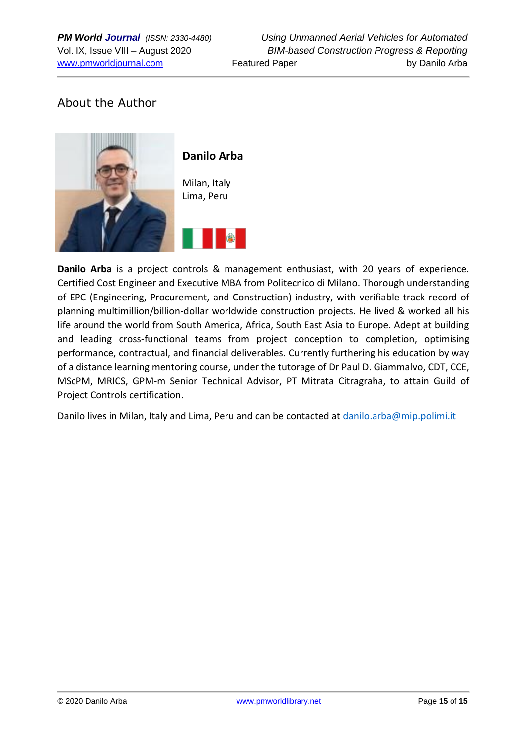## About the Author

**Danilo Arba**

Milan, Italy
Lima, Peru

**Danilo Arba** is a project controls & management enthusiast, with 20 years of experience. Certified Cost Engineer and Executive MBA from Politecnico di Milano. Thorough understanding of EPC (Engineering, Procurement, and Construction) industry, with verifiable track record of planning multimillion/billion-dollar worldwide construction projects. He lived & worked all his life around the world from South America, Africa, South East Asia to Europe. Adept at building and leading cross-functional teams from project conception to completion, optimising performance, contractual, and financial deliverables. Currently furthering his education by way of a distance learning mentoring course, under the tutorage of Dr Paul D. Giammalvo, CDT, CCE, MScPM, MRICS, GPM-m Senior Technical Advisor, PT Mitrata Citragraha, to attain Guild of Project Controls certification.

Danilo lives in Milan, Italy and Lima, Peru and can be contacted at danilo.arba@mip.polimi.it